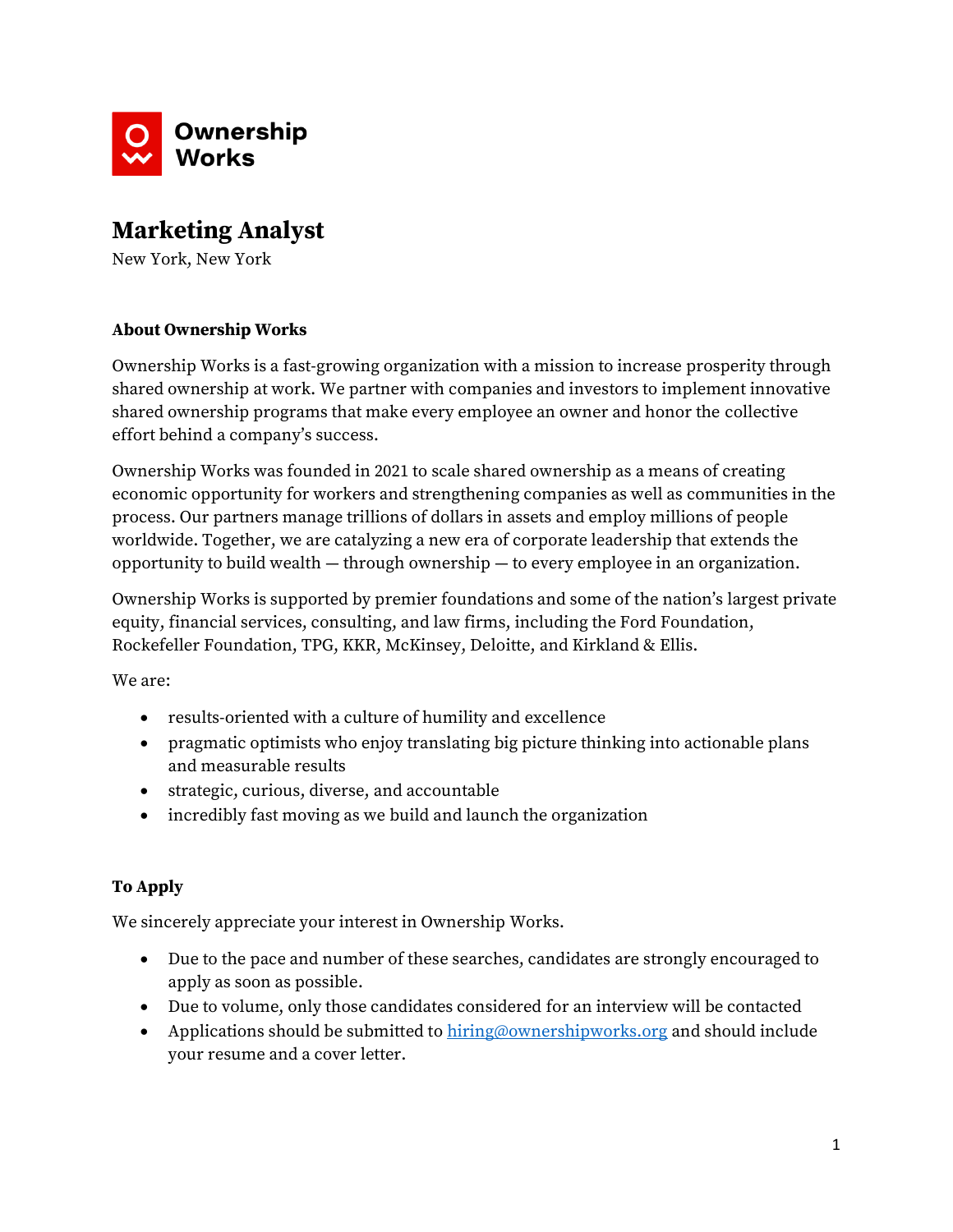Ownership Works

# Marketing Analyst

New York, New York

### About Ownership Works

Ownership Works is a fast-growing organization with a mission to increase prosperity through shared ownership at work. We partner with companies and investors to implement innovative shared ownership programs that make every employee an owner and honor the collective effort behind a company's success.

Ownership Works was founded in 2021 to scale shared ownership as a means of creating economic opportunity for workers and strengthening companies as well as communities in the process. Our partners manage trillions of dollars in assets and employ millions of people worldwide. Together, we are catalyzing a new era of corporate leadership that extends the opportunity to build wealth — through ownership — to every employee in an organization.

Ownership Works is supported by premier foundations and some of the nation's largest private equity, financial services, consulting, and law firms, including the Ford Foundation, Rockefeller Foundation, TPG, KKR, McKinsey, Deloitte, and Kirkland & Ellis.

We are:

- results-oriented with a culture of humility and excellence
- pragmatic optimists who enjoy translating big picture thinking into actionable plans and measurable results
- strategic, curious, diverse, and accountable
- incredibly fast moving as we build and launch the organization

### To Apply

We sincerely appreciate your interest in Ownership Works.

- Due to the pace and number of these searches, candidates are strongly encouraged to apply as soon as possible.
- Due to volume, only those candidates considered for an interview will be contacted
- Applications should be submitted to hiring@ownershipworks.org and should include your resume and a cover letter.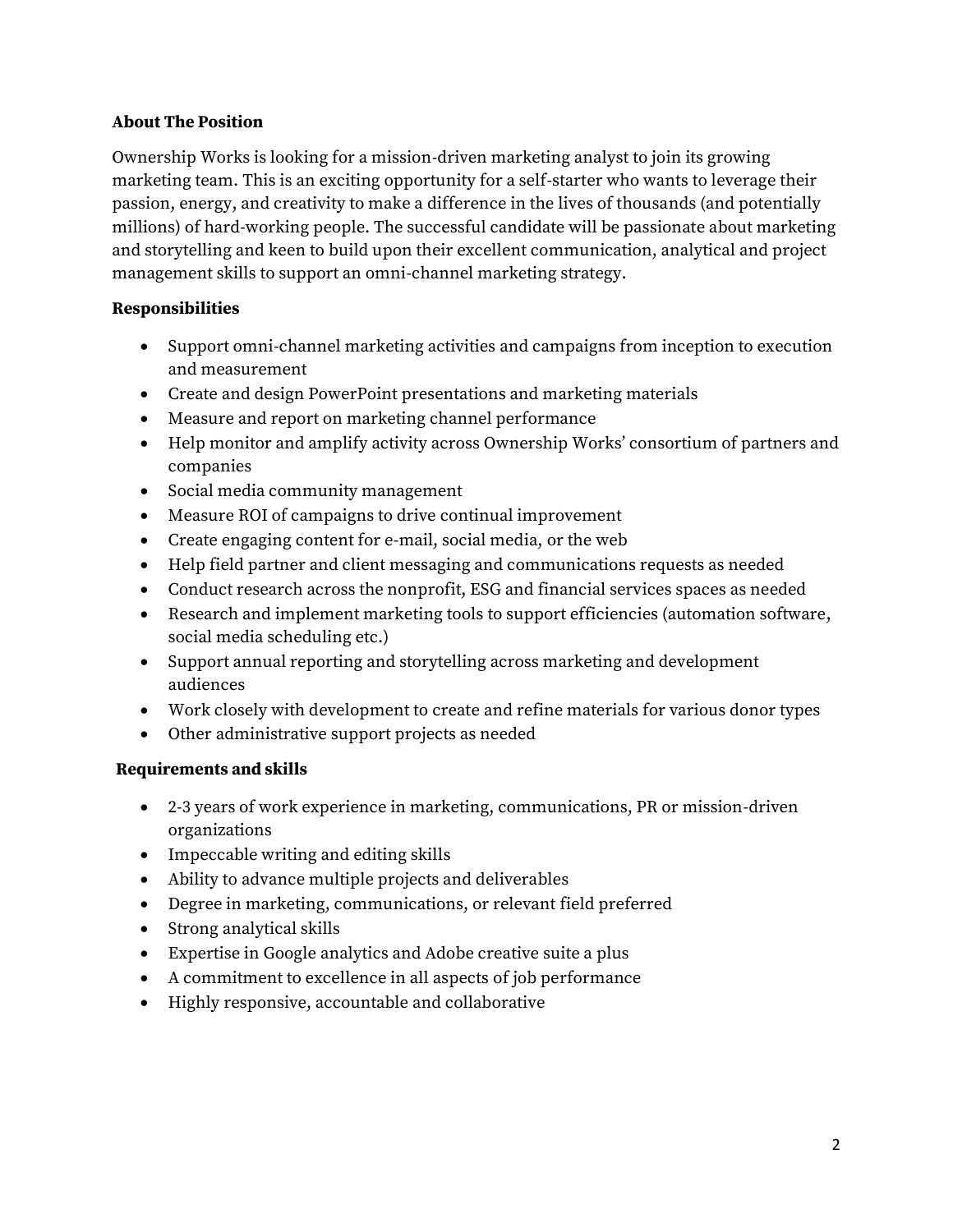**About The Position**

Ownership Works is looking for a mission-driven marketing analyst to join its growing marketing team. This is an exciting opportunity for a self-starter who wants to leverage their passion, energy, and creativity to make a difference in the lives of thousands (and potentially millions) of hard-working people. The successful candidate will be passionate about marketing and storytelling and keen to build upon their excellent communication, analytical and project management skills to support an omni-channel marketing strategy.

**Responsibilities**

- Support omni-channel marketing activities and campaigns from inception to execution and measurement
- Create and design PowerPoint presentations and marketing materials
- Measure and report on marketing channel performance
- Help monitor and amplify activity across Ownership Works' consortium of partners and companies
- Social media community management
- Measure ROI of campaigns to drive continual improvement
- Create engaging content for e-mail, social media, or the web
- Help field partner and client messaging and communications requests as needed
- Conduct research across the nonprofit, ESG and financial services spaces as needed
- Research and implement marketing tools to support efficiencies (automation software, social media scheduling etc.)
- Support annual reporting and storytelling across marketing and development audiences
- Work closely with development to create and refine materials for various donor types
- Other administrative support projects as needed

**Requirements and skills**

- 2-3 years of work experience in marketing, communications, PR or mission-driven organizations
- Impeccable writing and editing skills
- Ability to advance multiple projects and deliverables
- Degree in marketing, communications, or relevant field preferred
- Strong analytical skills
- Expertise in Google analytics and Adobe creative suite a plus
- A commitment to excellence in all aspects of job performance
- Highly responsive, accountable and collaborative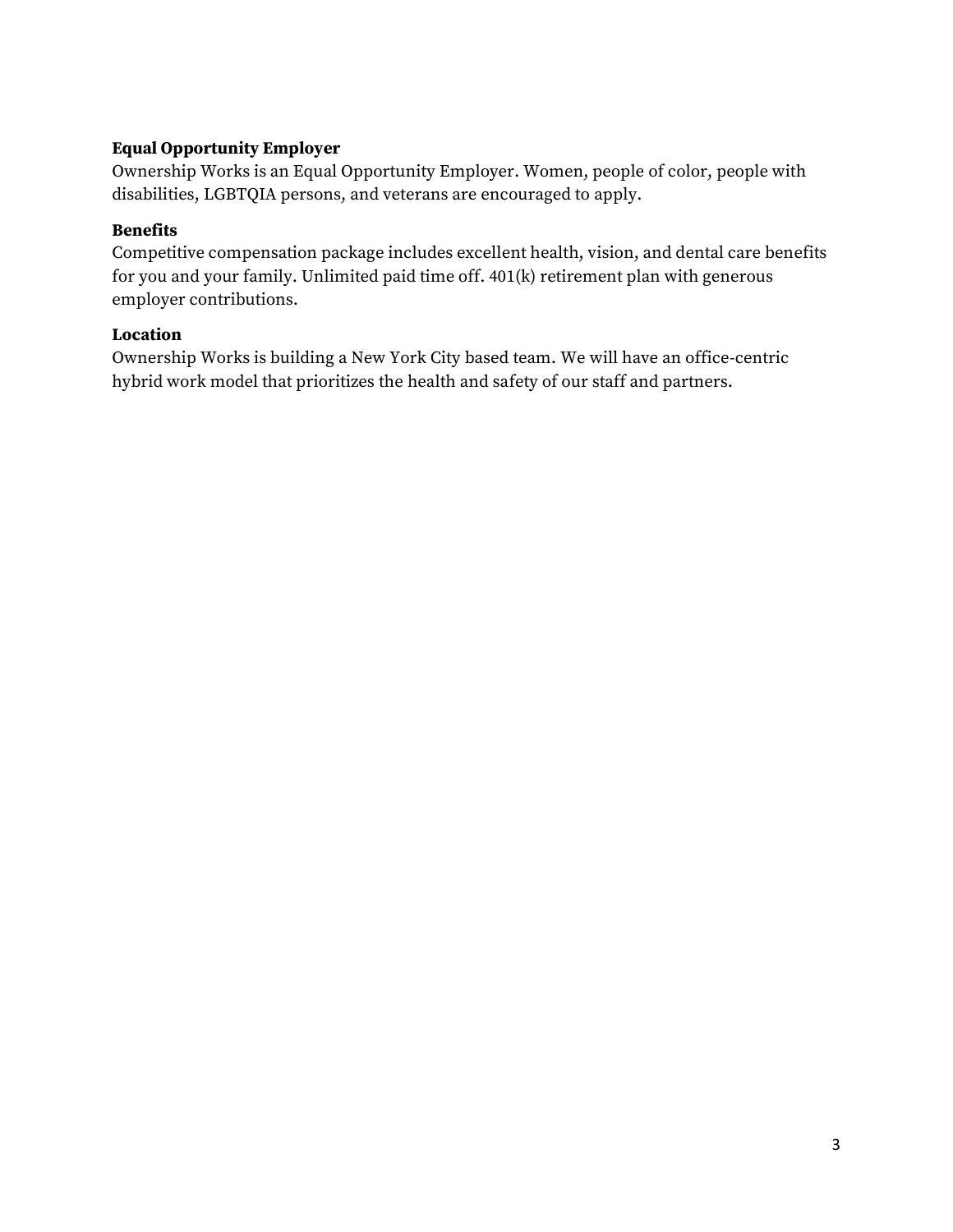**Equal Opportunity Employer**
Ownership Works is an Equal Opportunity Employer. Women, people of color, people with disabilities, LGBTQIA persons, and veterans are encouraged to apply.

**Benefits**
Competitive compensation package includes excellent health, vision, and dental care benefits for you and your family. Unlimited paid time off. 401(k) retirement plan with generous employer contributions.

**Location**
Ownership Works is building a New York City based team. We will have an office-centric hybrid work model that prioritizes the health and safety of our staff and partners.